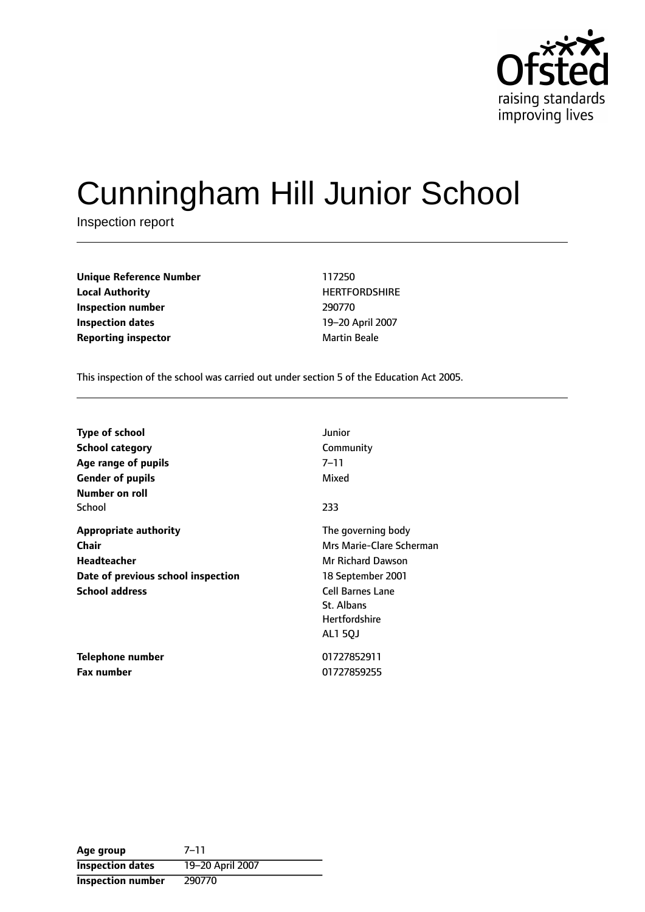# Cunningham Hill Junior School

Inspection report

| | |
|---|---|
| **Unique Reference Number** | 117250 |
| **Local Authority** | HERTFORDSHIRE |
| **Inspection number** | 290770 |
| **Inspection dates** | 19–20 April 2007 |
| **Reporting inspector** | Martin Beale |

This inspection of the school was carried out under section 5 of the Education Act 2005.

| | |
|---|---|
| **Type of school** | Junior |
| **School category** | Community |
| **Age range of pupils** | 7–11 |
| **Gender of pupils** | Mixed |
| **Number on roll** | |
| School | 233 |
| **Appropriate authority** | The governing body |
| **Chair** | Mrs Marie-Clare Scherman |
| **Headteacher** | Mr Richard Dawson |
| **Date of previous school inspection** | 18 September 2001 |
| **School address** | Cell Barnes Lane<br>St. Albans<br>Hertfordshire<br>AL1 5QJ |
| **Telephone number** | 01727852911 |
| **Fax number** | 01727859255 |

| | |
|---|---|
| **Age group** | 7–11 |
| **Inspection dates** | 19–20 April 2007 |
| **Inspection number** | 290770 |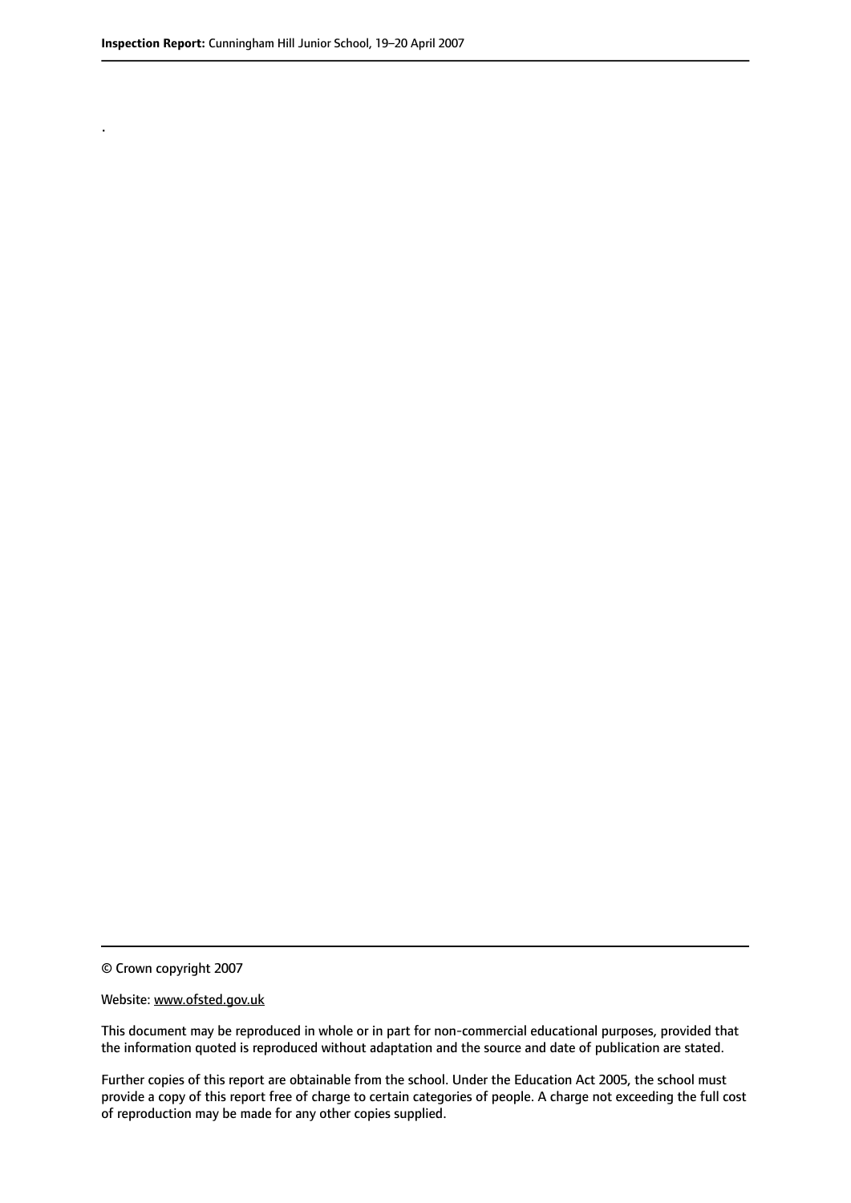.

© Crown copyright 2007

Website: www.ofsted.gov.uk

This document may be reproduced in whole or in part for non-commercial educational purposes, provided that the information quoted is reproduced without adaptation and the source and date of publication are stated.

Further copies of this report are obtainable from the school. Under the Education Act 2005, the school must provide a copy of this report free of charge to certain categories of people. A charge not exceeding the full cost of reproduction may be made for any other copies supplied.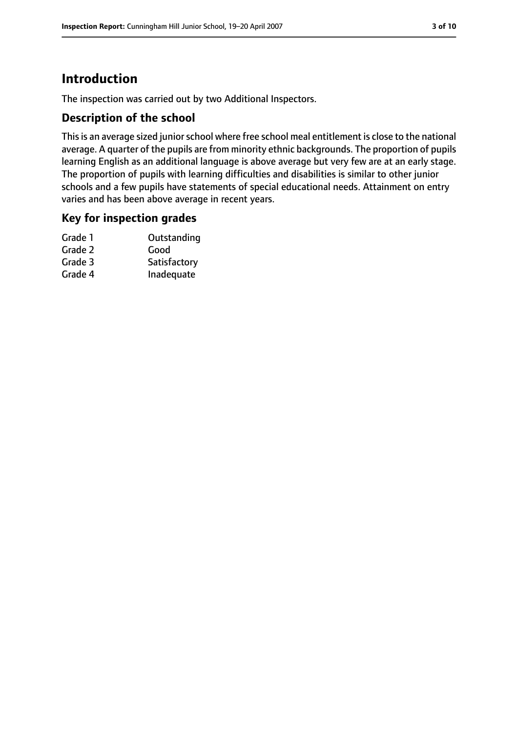# Introduction

The inspection was carried out by two Additional Inspectors.

## Description of the school

This is an average sized junior school where free school meal entitlement is close to the national average. A quarter of the pupils are from minority ethnic backgrounds. The proportion of pupils learning English as an additional language is above average but very few are at an early stage. The proportion of pupils with learning difficulties and disabilities is similar to other junior schools and a few pupils have statements of special educational needs. Attainment on entry varies and has been above average in recent years.

## Key for inspection grades

| | |
|---|---|
| Grade 1 | Outstanding |
| Grade 2 | Good |
| Grade 3 | Satisfactory |
| Grade 4 | Inadequate |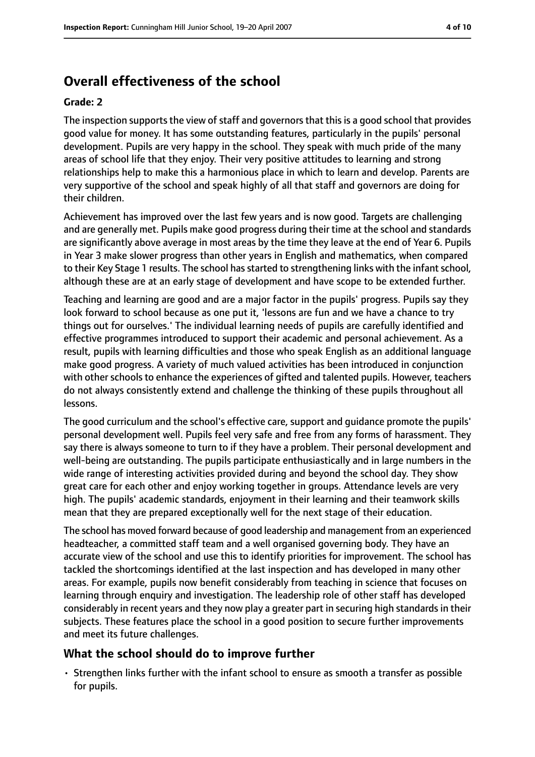## Overall effectiveness of the school

### Grade: 2

The inspection supports the view of staff and governors that this is a good school that provides good value for money. It has some outstanding features, particularly in the pupils' personal development. Pupils are very happy in the school. They speak with much pride of the many areas of school life that they enjoy. Their very positive attitudes to learning and strong relationships help to make this a harmonious place in which to learn and develop. Parents are very supportive of the school and speak highly of all that staff and governors are doing for their children.

Achievement has improved over the last few years and is now good. Targets are challenging and are generally met. Pupils make good progress during their time at the school and standards are significantly above average in most areas by the time they leave at the end of Year 6. Pupils in Year 3 make slower progress than other years in English and mathematics, when compared to their Key Stage 1 results. The school has started to strengthening links with the infant school, although these are at an early stage of development and have scope to be extended further.

Teaching and learning are good and are a major factor in the pupils' progress. Pupils say they look forward to school because as one put it, 'lessons are fun and we have a chance to try things out for ourselves.' The individual learning needs of pupils are carefully identified and effective programmes introduced to support their academic and personal achievement. As a result, pupils with learning difficulties and those who speak English as an additional language make good progress. A variety of much valued activities has been introduced in conjunction with other schools to enhance the experiences of gifted and talented pupils. However, teachers do not always consistently extend and challenge the thinking of these pupils throughout all lessons.

The good curriculum and the school's effective care, support and guidance promote the pupils' personal development well. Pupils feel very safe and free from any forms of harassment. They say there is always someone to turn to if they have a problem. Their personal development and well-being are outstanding. The pupils participate enthusiastically and in large numbers in the wide range of interesting activities provided during and beyond the school day. They show great care for each other and enjoy working together in groups. Attendance levels are very high. The pupils' academic standards, enjoyment in their learning and their teamwork skills mean that they are prepared exceptionally well for the next stage of their education.

The school has moved forward because of good leadership and management from an experienced headteacher, a committed staff team and a well organised governing body. They have an accurate view of the school and use this to identify priorities for improvement. The school has tackled the shortcomings identified at the last inspection and has developed in many other areas. For example, pupils now benefit considerably from teaching in science that focuses on learning through enquiry and investigation. The leadership role of other staff has developed considerably in recent years and they now play a greater part in securing high standards in their subjects. These features place the school in a good position to secure further improvements and meet its future challenges.

### What the school should do to improve further

- Strengthen links further with the infant school to ensure as smooth a transfer as possible for pupils.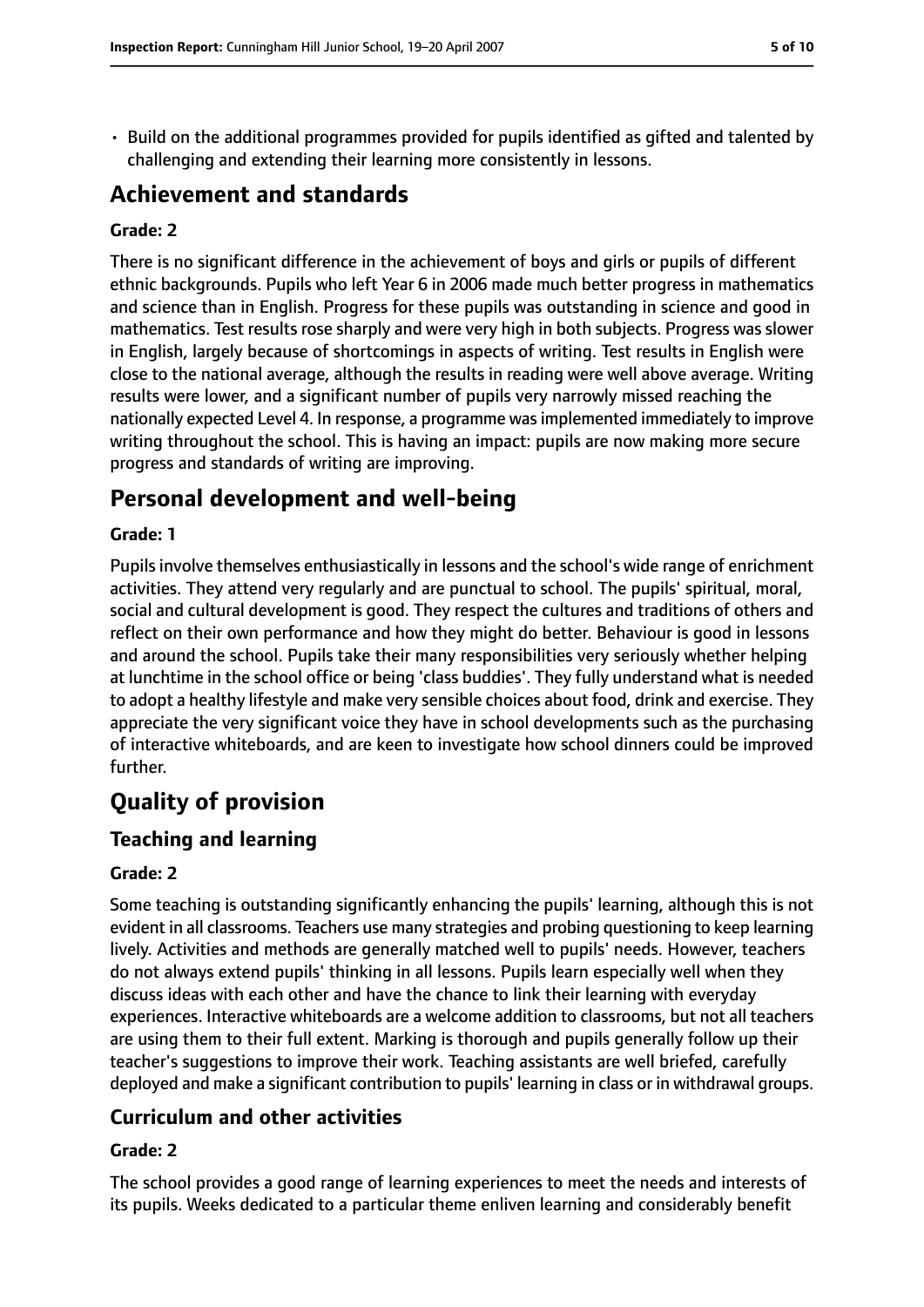- Build on the additional programmes provided for pupils identified as gifted and talented by challenging and extending their learning more consistently in lessons.

# Achievement and standards

### Grade: 2

There is no significant difference in the achievement of boys and girls or pupils of different ethnic backgrounds. Pupils who left Year 6 in 2006 made much better progress in mathematics and science than in English. Progress for these pupils was outstanding in science and good in mathematics. Test results rose sharply and were very high in both subjects. Progress was slower in English, largely because of shortcomings in aspects of writing. Test results in English were close to the national average, although the results in reading were well above average. Writing results were lower, and a significant number of pupils very narrowly missed reaching the nationally expected Level 4. In response, a programme was implemented immediately to improve writing throughout the school. This is having an impact: pupils are now making more secure progress and standards of writing are improving.

# Personal development and well-being

### Grade: 1

Pupils involve themselves enthusiastically in lessons and the school's wide range of enrichment activities. They attend very regularly and are punctual to school. The pupils' spiritual, moral, social and cultural development is good. They respect the cultures and traditions of others and reflect on their own performance and how they might do better. Behaviour is good in lessons and around the school. Pupils take their many responsibilities very seriously whether helping at lunchtime in the school office or being 'class buddies'. They fully understand what is needed to adopt a healthy lifestyle and make very sensible choices about food, drink and exercise. They appreciate the very significant voice they have in school developments such as the purchasing of interactive whiteboards, and are keen to investigate how school dinners could be improved further.

# Quality of provision

## Teaching and learning

### Grade: 2

Some teaching is outstanding significantly enhancing the pupils' learning, although this is not evident in all classrooms. Teachers use many strategies and probing questioning to keep learning lively. Activities and methods are generally matched well to pupils' needs. However, teachers do not always extend pupils' thinking in all lessons. Pupils learn especially well when they discuss ideas with each other and have the chance to link their learning with everyday experiences. Interactive whiteboards are a welcome addition to classrooms, but not all teachers are using them to their full extent. Marking is thorough and pupils generally follow up their teacher's suggestions to improve their work. Teaching assistants are well briefed, carefully deployed and make a significant contribution to pupils' learning in class or in withdrawal groups.

## Curriculum and other activities

### Grade: 2

The school provides a good range of learning experiences to meet the needs and interests of its pupils. Weeks dedicated to a particular theme enliven learning and considerably benefit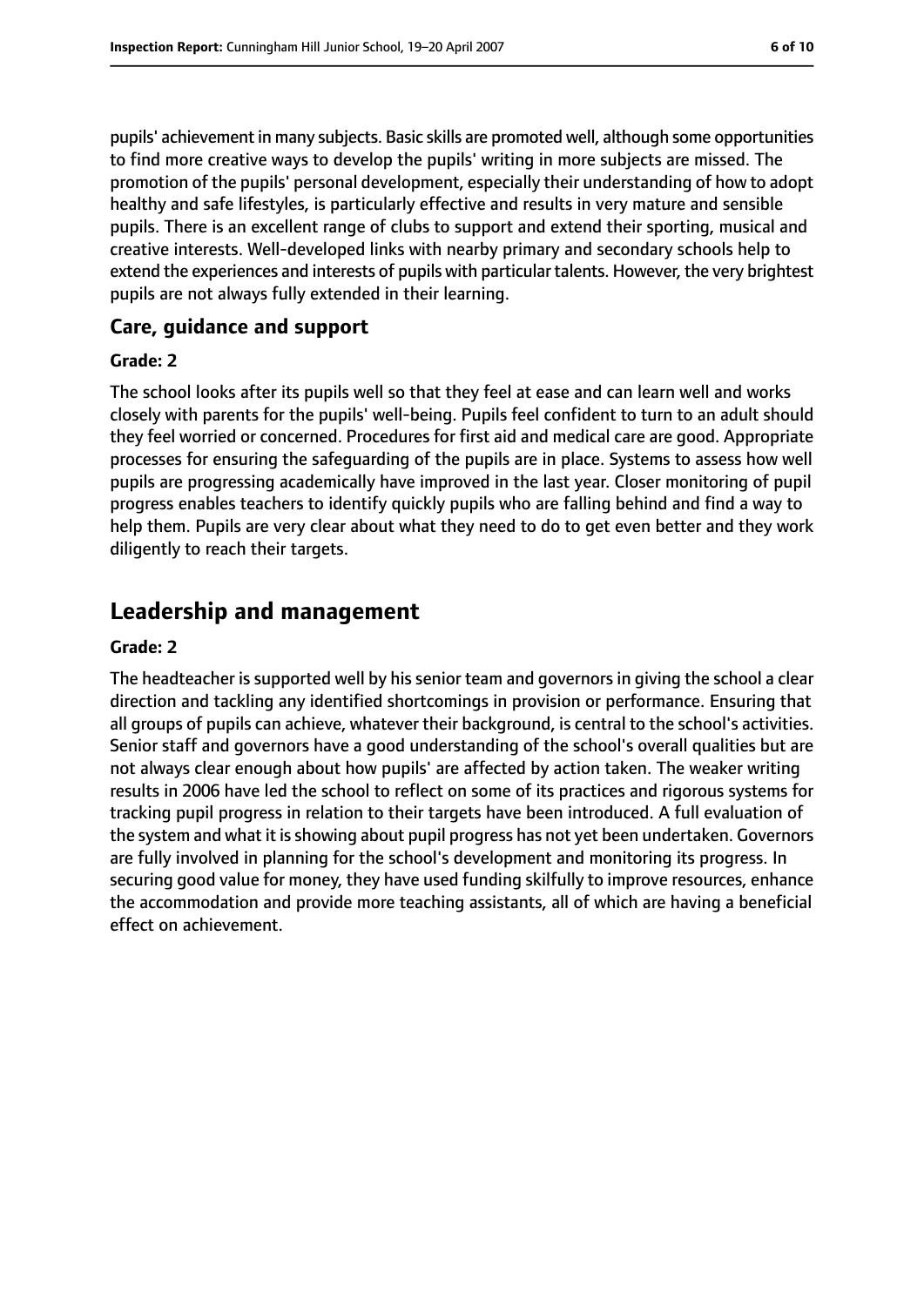pupils' achievement in many subjects. Basic skills are promoted well, although some opportunities to find more creative ways to develop the pupils' writing in more subjects are missed. The promotion of the pupils' personal development, especially their understanding of how to adopt healthy and safe lifestyles, is particularly effective and results in very mature and sensible pupils. There is an excellent range of clubs to support and extend their sporting, musical and creative interests. Well-developed links with nearby primary and secondary schools help to extend the experiences and interests of pupils with particular talents. However, the very brightest pupils are not always fully extended in their learning.

### Care, guidance and support

#### Grade: 2

The school looks after its pupils well so that they feel at ease and can learn well and works closely with parents for the pupils' well-being. Pupils feel confident to turn to an adult should they feel worried or concerned. Procedures for first aid and medical care are good. Appropriate processes for ensuring the safeguarding of the pupils are in place. Systems to assess how well pupils are progressing academically have improved in the last year. Closer monitoring of pupil progress enables teachers to identify quickly pupils who are falling behind and find a way to help them. Pupils are very clear about what they need to do to get even better and they work diligently to reach their targets.

## Leadership and management

#### Grade: 2

The headteacher is supported well by his senior team and governors in giving the school a clear direction and tackling any identified shortcomings in provision or performance. Ensuring that all groups of pupils can achieve, whatever their background, is central to the school's activities. Senior staff and governors have a good understanding of the school's overall qualities but are not always clear enough about how pupils' are affected by action taken. The weaker writing results in 2006 have led the school to reflect on some of its practices and rigorous systems for tracking pupil progress in relation to their targets have been introduced. A full evaluation of the system and what it is showing about pupil progress has not yet been undertaken. Governors are fully involved in planning for the school's development and monitoring its progress. In securing good value for money, they have used funding skilfully to improve resources, enhance the accommodation and provide more teaching assistants, all of which are having a beneficial effect on achievement.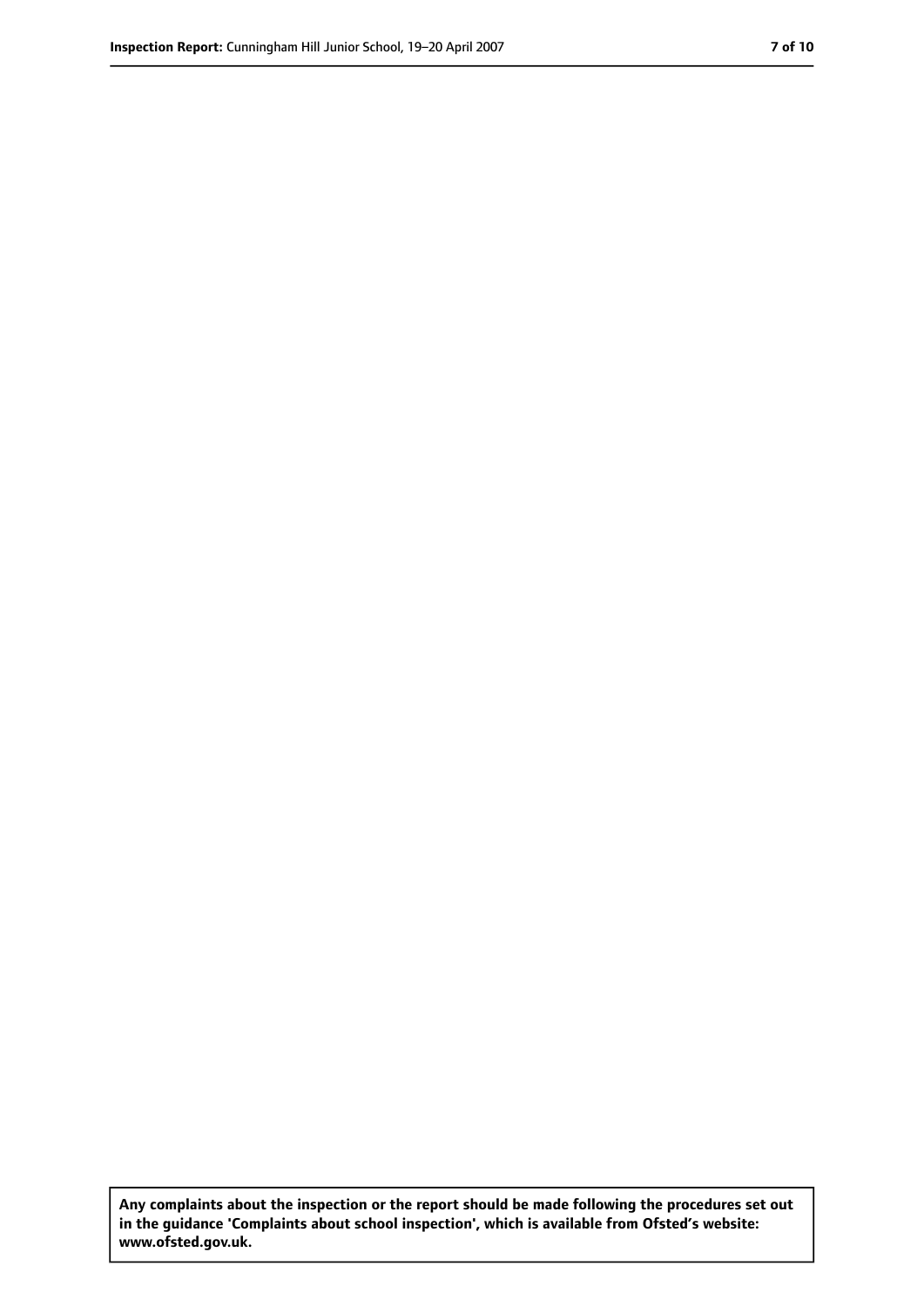**Any complaints about the inspection or the report should be made following the procedures set out in the guidance 'Complaints about school inspection', which is available from Ofsted's website: www.ofsted.gov.uk.**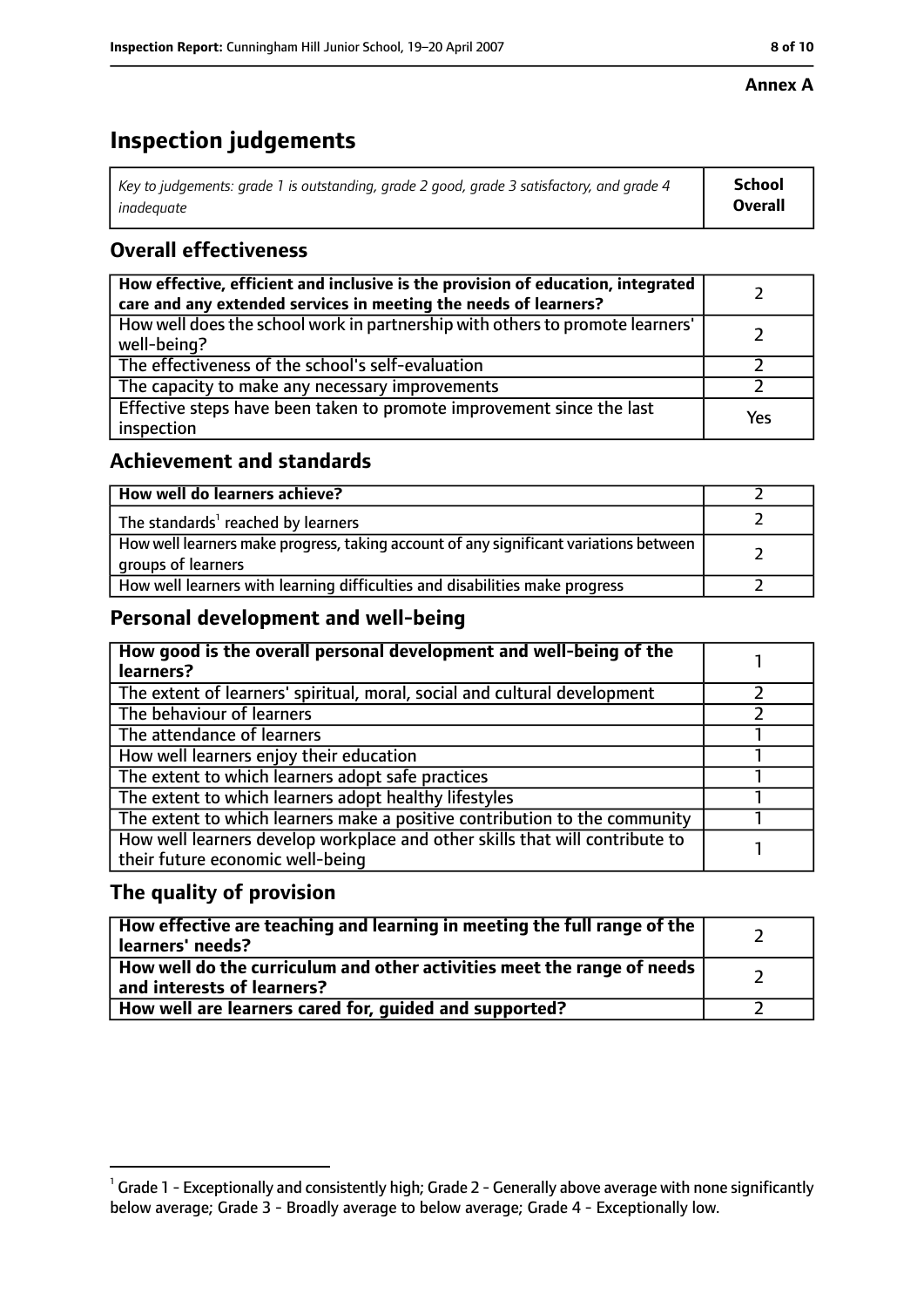**Annex A**

# Inspection judgements

| *Key to judgements: grade 1 is outstanding, grade 2 good, grade 3 satisfactory, and grade 4 inadequate* | **School Overall** |
|---|---|

## Overall effectiveness

| | |
|---|---|
| **How effective, efficient and inclusive is the provision of education, integrated care and any extended services in meeting the needs of learners?** | 2 |
| How well does the school work in partnership with others to promote learners' well-being? | 2 |
| The effectiveness of the school's self-evaluation | 2 |
| The capacity to make any necessary improvements | 2 |
| Effective steps have been taken to promote improvement since the last inspection | Yes |

## Achievement and standards

| | |
|---|---|
| **How well do learners achieve?** | 2 |
| The standards[1] reached by learners | 2 |
| How well learners make progress, taking account of any significant variations between groups of learners | 2 |
| How well learners with learning difficulties and disabilities make progress | 2 |

## Personal development and well-being

| | |
|---|---|
| **How good is the overall personal development and well-being of the learners?** | 1 |
| The extent of learners' spiritual, moral, social and cultural development | 2 |
| The behaviour of learners | 2 |
| The attendance of learners | 1 |
| How well learners enjoy their education | 1 |
| The extent to which learners adopt safe practices | 1 |
| The extent to which learners adopt healthy lifestyles | 1 |
| The extent to which learners make a positive contribution to the community | 1 |
| How well learners develop workplace and other skills that will contribute to their future economic well-being | 1 |

## The quality of provision

| | |
|---|---|
| **How effective are teaching and learning in meeting the full range of the learners' needs?** | 2 |
| **How well do the curriculum and other activities meet the range of needs and interests of learners?** | 2 |
| **How well are learners cared for, guided and supported?** | 2 |

[1] Grade 1 - Exceptionally and consistently high; Grade 2 - Generally above average with none significantly below average; Grade 3 - Broadly average to below average; Grade 4 - Exceptionally low.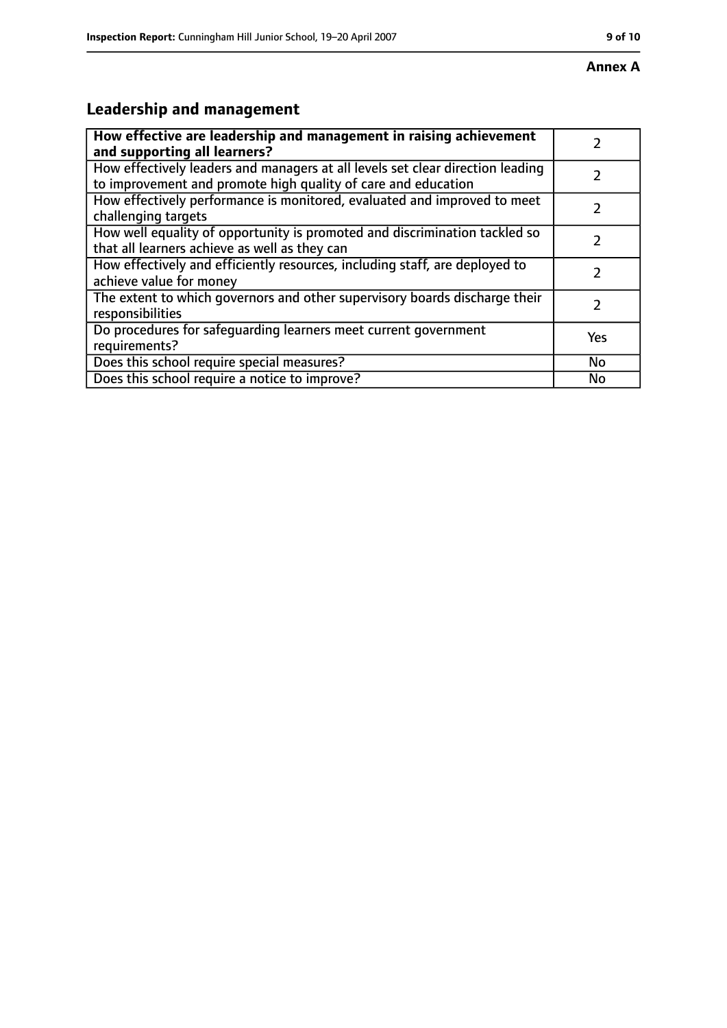**Annex A**

## Leadership and management

| **How effective are leadership and management in raising achievement and supporting all learners?** | 2 |
|---|---|
| How effectively leaders and managers at all levels set clear direction leading to improvement and promote high quality of care and education | 2 |
| How effectively performance is monitored, evaluated and improved to meet challenging targets | 2 |
| How well equality of opportunity is promoted and discrimination tackled so that all learners achieve as well as they can | 2 |
| How effectively and efficiently resources, including staff, are deployed to achieve value for money | 2 |
| The extent to which governors and other supervisory boards discharge their responsibilities | 2 |
| Do procedures for safeguarding learners meet current government requirements? | Yes |
| Does this school require special measures? | No |
| Does this school require a notice to improve? | No |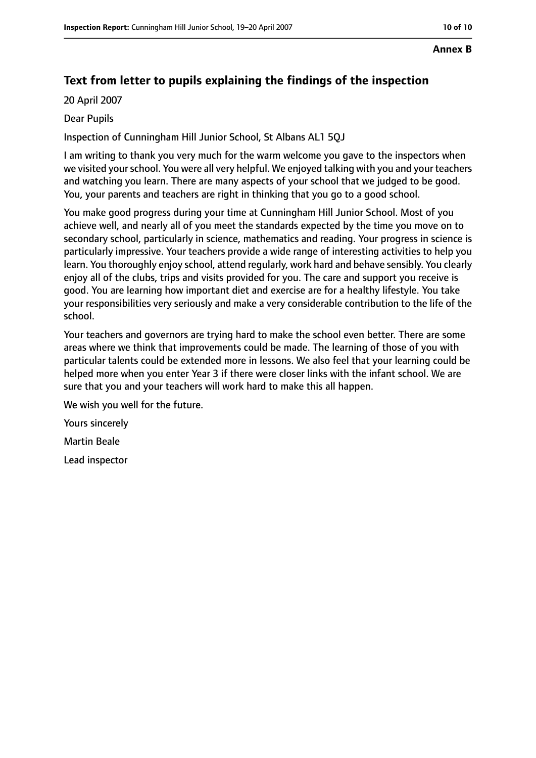**Annex B**

## Text from letter to pupils explaining the findings of the inspection

20 April 2007

Dear Pupils

Inspection of Cunningham Hill Junior School, St Albans AL1 5QJ

I am writing to thank you very much for the warm welcome you gave to the inspectors when we visited your school. You were all very helpful. We enjoyed talking with you and your teachers and watching you learn. There are many aspects of your school that we judged to be good. You, your parents and teachers are right in thinking that you go to a good school.

You make good progress during your time at Cunningham Hill Junior School. Most of you achieve well, and nearly all of you meet the standards expected by the time you move on to secondary school, particularly in science, mathematics and reading. Your progress in science is particularly impressive. Your teachers provide a wide range of interesting activities to help you learn. You thoroughly enjoy school, attend regularly, work hard and behave sensibly. You clearly enjoy all of the clubs, trips and visits provided for you. The care and support you receive is good. You are learning how important diet and exercise are for a healthy lifestyle. You take your responsibilities very seriously and make a very considerable contribution to the life of the school.

Your teachers and governors are trying hard to make the school even better. There are some areas where we think that improvements could be made. The learning of those of you with particular talents could be extended more in lessons. We also feel that your learning could be helped more when you enter Year 3 if there were closer links with the infant school. We are sure that you and your teachers will work hard to make this all happen.

We wish you well for the future.

Yours sincerely

Martin Beale

Lead inspector